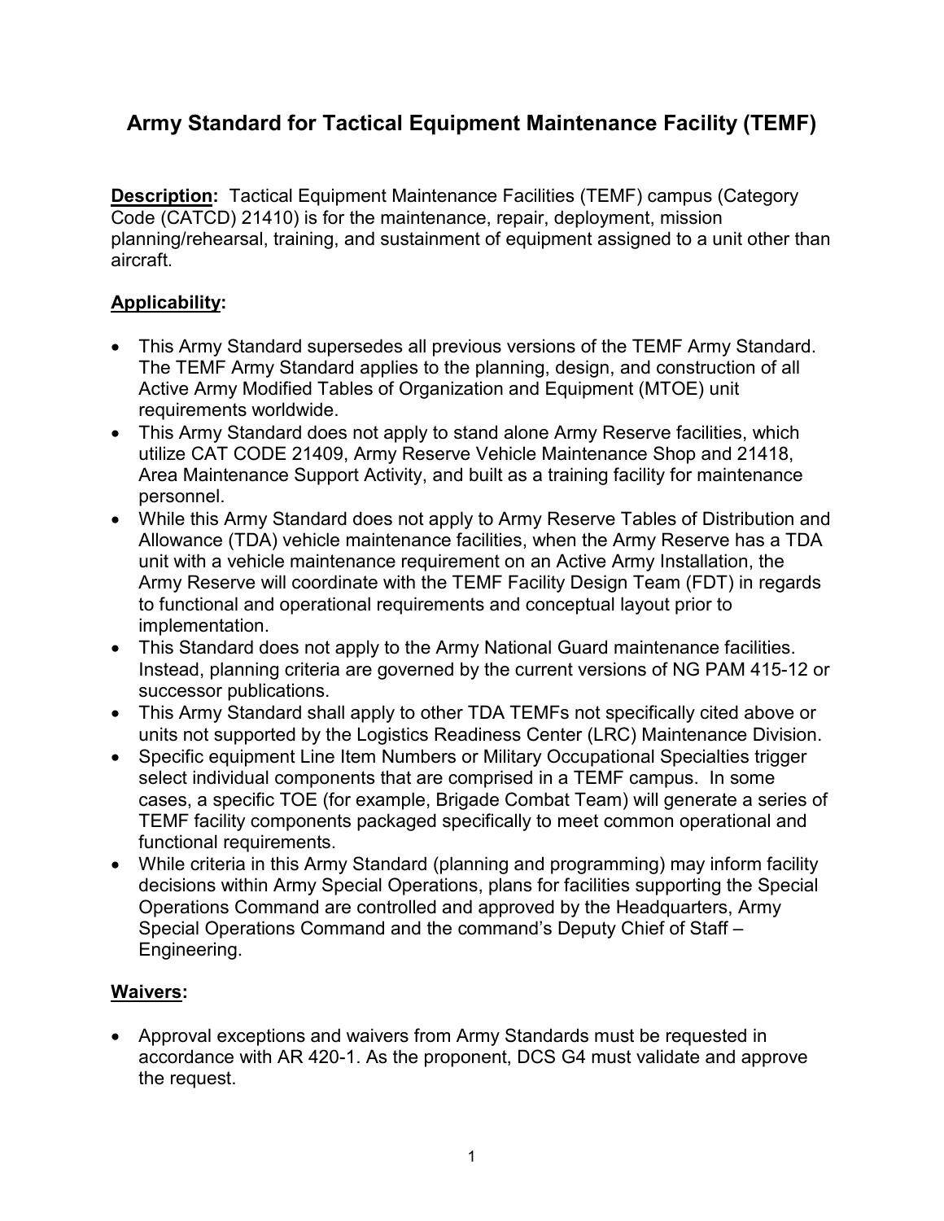# Army Standard for Tactical Equipment Maintenance Facility (TEMF)

**Description:** Tactical Equipment Maintenance Facilities (TEMF) campus (Category Code (CATCD) 21410) is for the maintenance, repair, deployment, mission planning/rehearsal, training, and sustainment of equipment assigned to a unit other than aircraft.

## Applicability:

- This Army Standard supersedes all previous versions of the TEMF Army Standard. The TEMF Army Standard applies to the planning, design, and construction of all Active Army Modified Tables of Organization and Equipment (MTOE) unit requirements worldwide.
- This Army Standard does not apply to stand alone Army Reserve facilities, which utilize CAT CODE 21409, Army Reserve Vehicle Maintenance Shop and 21418, Area Maintenance Support Activity, and built as a training facility for maintenance personnel.
- While this Army Standard does not apply to Army Reserve Tables of Distribution and Allowance (TDA) vehicle maintenance facilities, when the Army Reserve has a TDA unit with a vehicle maintenance requirement on an Active Army Installation, the Army Reserve will coordinate with the TEMF Facility Design Team (FDT) in regards to functional and operational requirements and conceptual layout prior to implementation.
- This Standard does not apply to the Army National Guard maintenance facilities. Instead, planning criteria are governed by the current versions of NG PAM 415-12 or successor publications.
- This Army Standard shall apply to other TDA TEMFs not specifically cited above or units not supported by the Logistics Readiness Center (LRC) Maintenance Division.
- Specific equipment Line Item Numbers or Military Occupational Specialties trigger select individual components that are comprised in a TEMF campus. In some cases, a specific TOE (for example, Brigade Combat Team) will generate a series of TEMF facility components packaged specifically to meet common operational and functional requirements.
- While criteria in this Army Standard (planning and programming) may inform facility decisions within Army Special Operations, plans for facilities supporting the Special Operations Command are controlled and approved by the Headquarters, Army Special Operations Command and the command's Deputy Chief of Staff – Engineering.

## Waivers:

- Approval exceptions and waivers from Army Standards must be requested in accordance with AR 420-1. As the proponent, DCS G4 must validate and approve the request.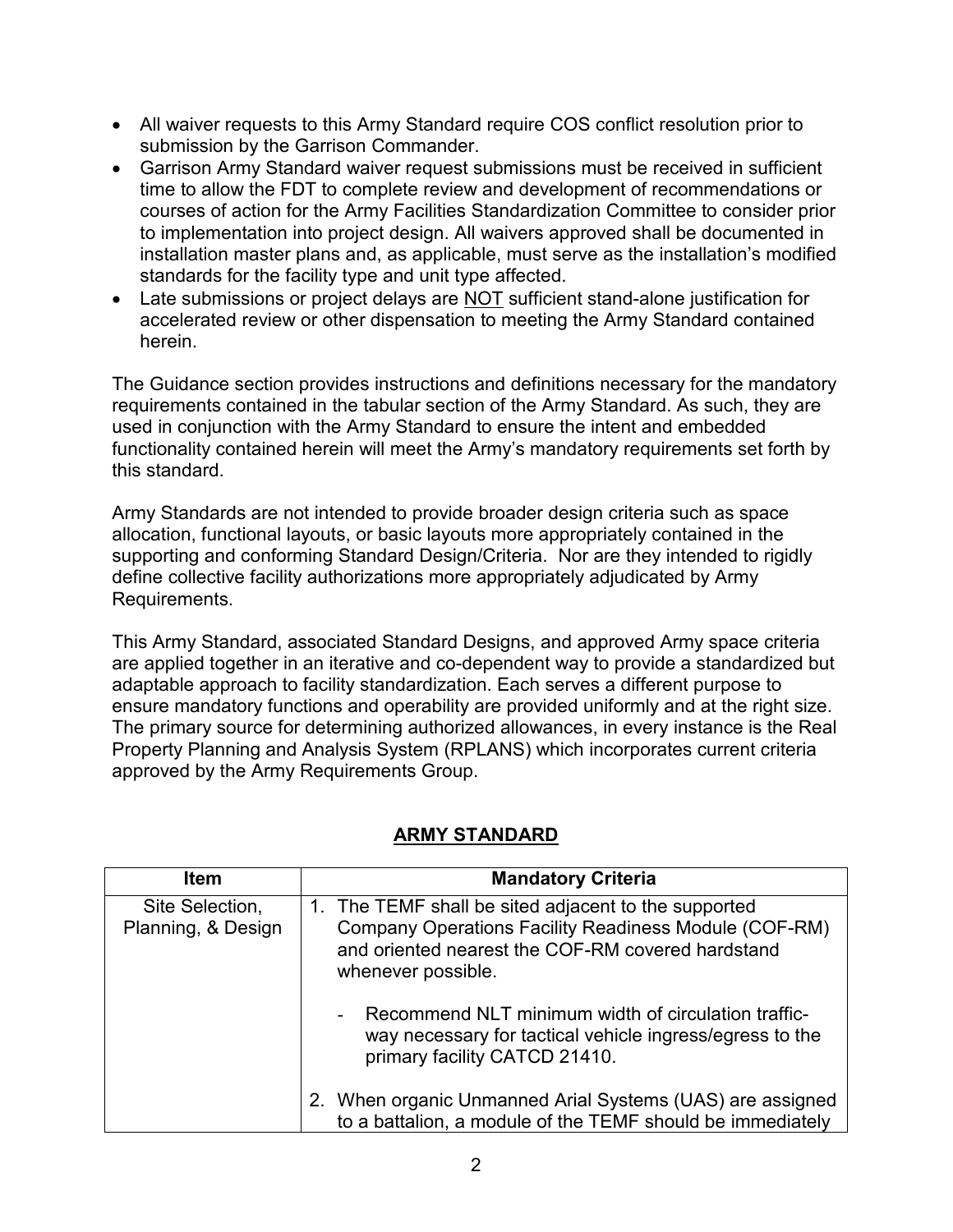- All waiver requests to this Army Standard require COS conflict resolution prior to submission by the Garrison Commander.
- Garrison Army Standard waiver request submissions must be received in sufficient time to allow the FDT to complete review and development of recommendations or courses of action for the Army Facilities Standardization Committee to consider prior to implementation into project design. All waivers approved shall be documented in installation master plans and, as applicable, must serve as the installation's modified standards for the facility type and unit type affected.
- Late submissions or project delays are NOT sufficient stand-alone justification for accelerated review or other dispensation to meeting the Army Standard contained herein.

The Guidance section provides instructions and definitions necessary for the mandatory requirements contained in the tabular section of the Army Standard. As such, they are used in conjunction with the Army Standard to ensure the intent and embedded functionality contained herein will meet the Army's mandatory requirements set forth by this standard.

Army Standards are not intended to provide broader design criteria such as space allocation, functional layouts, or basic layouts more appropriately contained in the supporting and conforming Standard Design/Criteria. Nor are they intended to rigidly define collective facility authorizations more appropriately adjudicated by Army Requirements.

This Army Standard, associated Standard Designs, and approved Army space criteria are applied together in an iterative and co-dependent way to provide a standardized but adaptable approach to facility standardization. Each serves a different purpose to ensure mandatory functions and operability are provided uniformly and at the right size. The primary source for determining authorized allowances, in every instance is the Real Property Planning and Analysis System (RPLANS) which incorporates current criteria approved by the Army Requirements Group.

## ARMY STANDARD

| Item | Mandatory Criteria |
|---|---|
| Site Selection, Planning, & Design | 1. The TEMF shall be sited adjacent to the supported Company Operations Facility Readiness Module (COF-RM) and oriented nearest the COF-RM covered hardstand whenever possible.<br><br>- Recommend NLT minimum width of circulation traffic-way necessary for tactical vehicle ingress/egress to the primary facility CATCD 21410.<br><br>2. When organic Unmanned Arial Systems (UAS) are assigned to a battalion, a module of the TEMF should be immediately |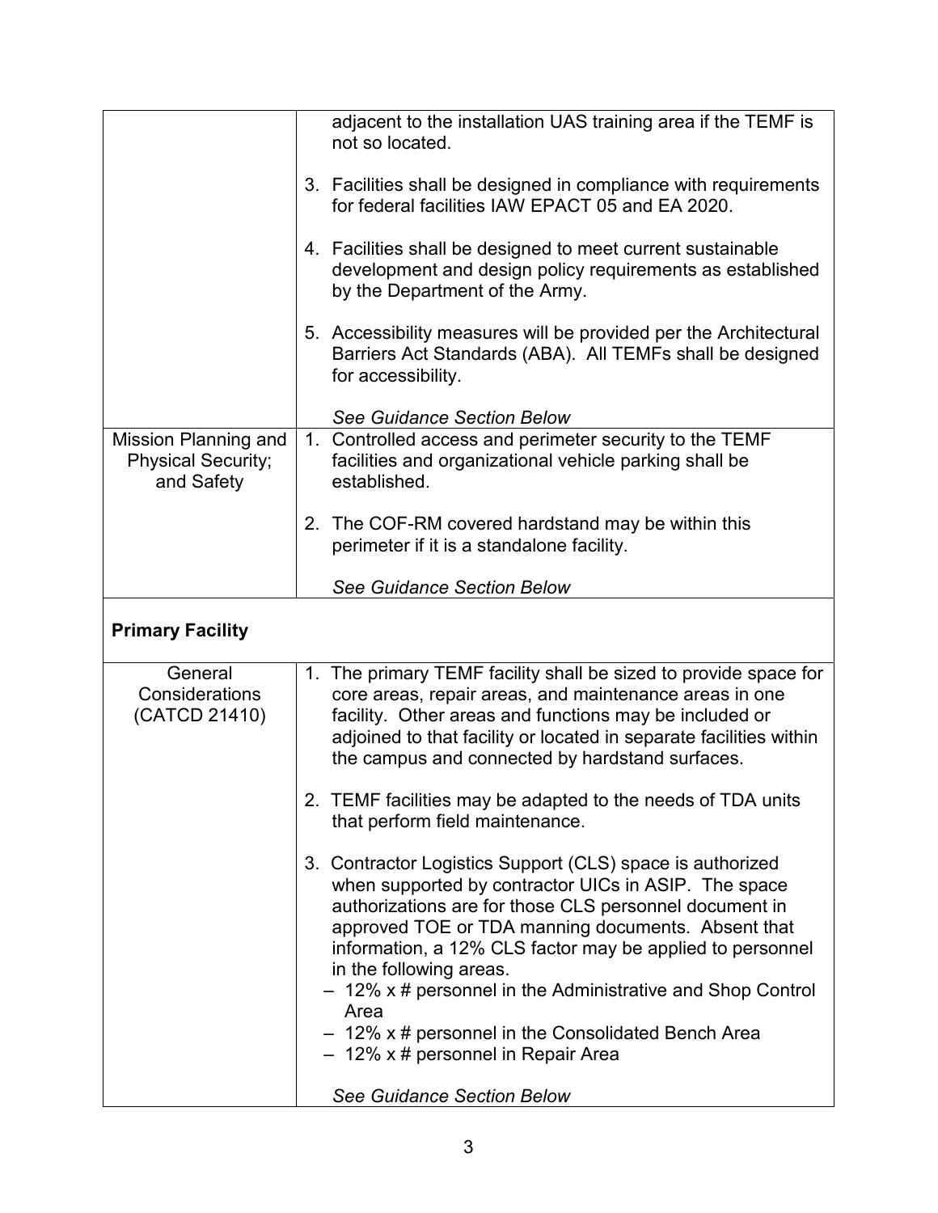| | |
|---|---|
| | adjacent to the installation UAS training area if the TEMF is not so located.<br><br>3. Facilities shall be designed in compliance with requirements for federal facilities IAW EPACT 05 and EA 2020.<br><br>4. Facilities shall be designed to meet current sustainable development and design policy requirements as established by the Department of the Army.<br><br>5. Accessibility measures will be provided per the Architectural Barriers Act Standards (ABA). All TEMFs shall be designed for accessibility.<br><br>*See Guidance Section Below* |
| Mission Planning and Physical Security; and Safety | 1. Controlled access and perimeter security to the TEMF facilities and organizational vehicle parking shall be established.<br><br>2. The COF-RM covered hardstand may be within this perimeter if it is a standalone facility.<br><br>*See Guidance Section Below* |
| **Primary Facility** | |
| General Considerations (CATCD 21410) | 1. The primary TEMF facility shall be sized to provide space for core areas, repair areas, and maintenance areas in one facility. Other areas and functions may be included or adjoined to that facility or located in separate facilities within the campus and connected by hardstand surfaces.<br><br>2. TEMF facilities may be adapted to the needs of TDA units that perform field maintenance.<br><br>3. Contractor Logistics Support (CLS) space is authorized when supported by contractor UICs in ASIP. The space authorizations are for those CLS personnel document in approved TOE or TDA manning documents. Absent that information, a 12% CLS factor may be applied to personnel in the following areas.<br>– 12% x # personnel in the Administrative and Shop Control Area<br>– 12% x # personnel in the Consolidated Bench Area<br>– 12% x # personnel in Repair Area<br><br>*See Guidance Section Below* |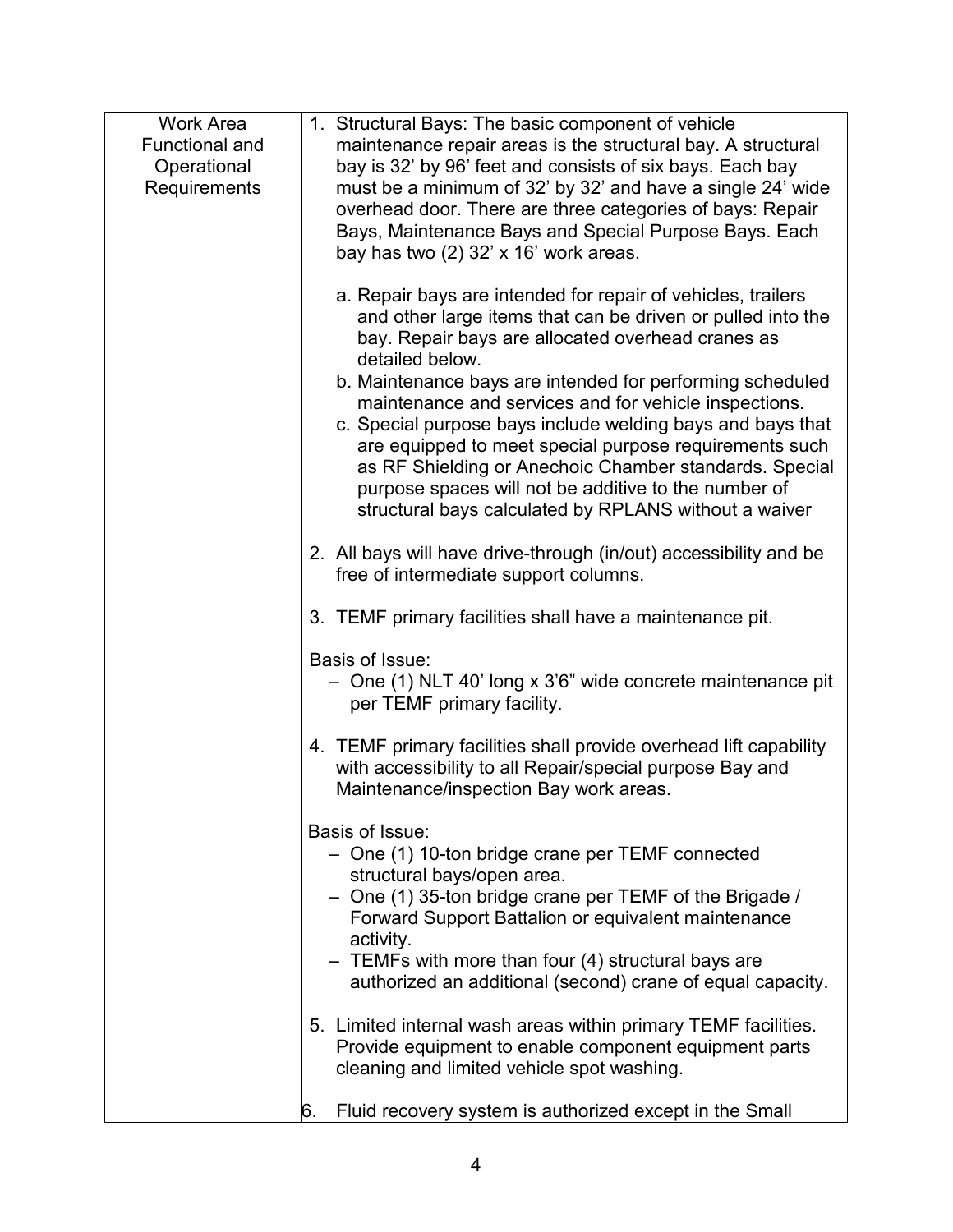| Work Area Functional and Operational Requirements | 1. Structural Bays: The basic component of vehicle maintenance repair areas is the structural bay. A structural bay is 32' by 96' feet and consists of six bays. Each bay must be a minimum of 32' by 32' and have a single 24' wide overhead door. There are three categories of bays: Repair Bays, Maintenance Bays and Special Purpose Bays. Each bay has two (2) 32' x 16' work areas.<br><br>a. Repair bays are intended for repair of vehicles, trailers and other large items that can be driven or pulled into the bay. Repair bays are allocated overhead cranes as detailed below.<br>b. Maintenance bays are intended for performing scheduled maintenance and services and for vehicle inspections.<br>c. Special purpose bays include welding bays and bays that are equipped to meet special purpose requirements such as RF Shielding or Anechoic Chamber standards. Special purpose spaces will not be additive to the number of structural bays calculated by RPLANS without a waiver<br><br>2. All bays will have drive-through (in/out) accessibility and be free of intermediate support columns.<br><br>3. TEMF primary facilities shall have a maintenance pit.<br><br>Basis of Issue:<br>– One (1) NLT 40' long x 3'6" wide concrete maintenance pit per TEMF primary facility.<br><br>4. TEMF primary facilities shall provide overhead lift capability with accessibility to all Repair/special purpose Bay and Maintenance/inspection Bay work areas.<br><br>Basis of Issue:<br>– One (1) 10-ton bridge crane per TEMF connected structural bays/open area.<br>– One (1) 35-ton bridge crane per TEMF of the Brigade / Forward Support Battalion or equivalent maintenance activity.<br>– TEMFs with more than four (4) structural bays are authorized an additional (second) crane of equal capacity.<br><br>5. Limited internal wash areas within primary TEMF facilities. Provide equipment to enable component equipment parts cleaning and limited vehicle spot washing.<br><br>6. Fluid recovery system is authorized except in the Small |
|---|---|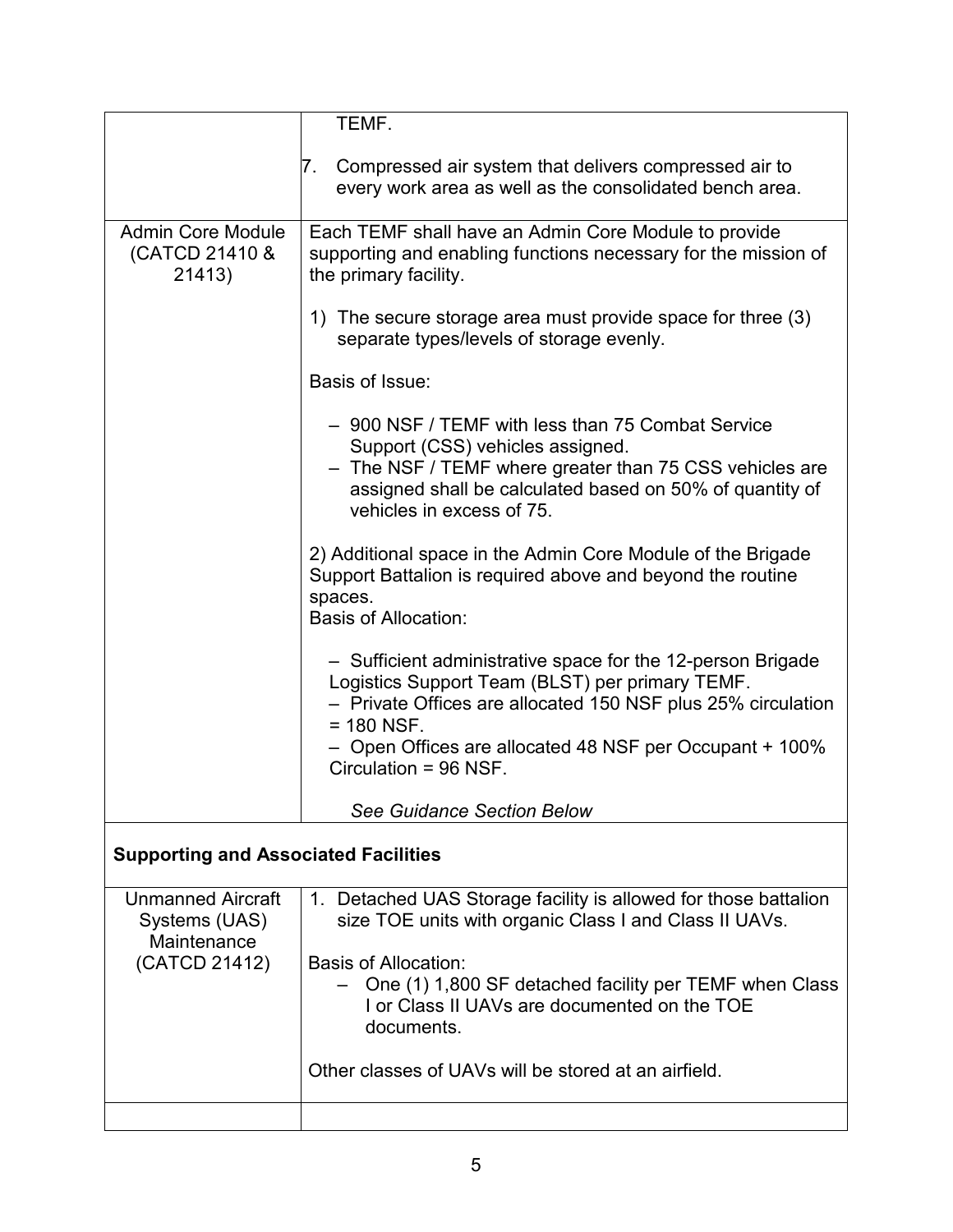| | |
|---|---|
| | TEMF.<br><br>7. Compressed air system that delivers compressed air to every work area as well as the consolidated bench area. |
| Admin Core Module (CATCD 21410 & 21413) | Each TEMF shall have an Admin Core Module to provide supporting and enabling functions necessary for the mission of the primary facility.<br><br>1) The secure storage area must provide space for three (3) separate types/levels of storage evenly.<br><br>Basis of Issue:<br><br>– 900 NSF / TEMF with less than 75 Combat Service Support (CSS) vehicles assigned.<br>– The NSF / TEMF where greater than 75 CSS vehicles are assigned shall be calculated based on 50% of quantity of vehicles in excess of 75.<br><br>2) Additional space in the Admin Core Module of the Brigade Support Battalion is required above and beyond the routine spaces.<br>Basis of Allocation:<br><br>– Sufficient administrative space for the 12-person Brigade Logistics Support Team (BLST) per primary TEMF.<br>– Private Offices are allocated 150 NSF plus 25% circulation = 180 NSF.<br>– Open Offices are allocated 48 NSF per Occupant + 100% Circulation = 96 NSF.<br><br>*See Guidance Section Below* |
| **Supporting and Associated Facilities** | |
| Unmanned Aircraft Systems (UAS) Maintenance (CATCD 21412) | 1. Detached UAS Storage facility is allowed for those battalion size TOE units with organic Class I and Class II UAVs.<br><br>Basis of Allocation:<br>– One (1) 1,800 SF detached facility per TEMF when Class I or Class II UAVs are documented on the TOE documents.<br><br>Other classes of UAVs will be stored at an airfield. |
| | |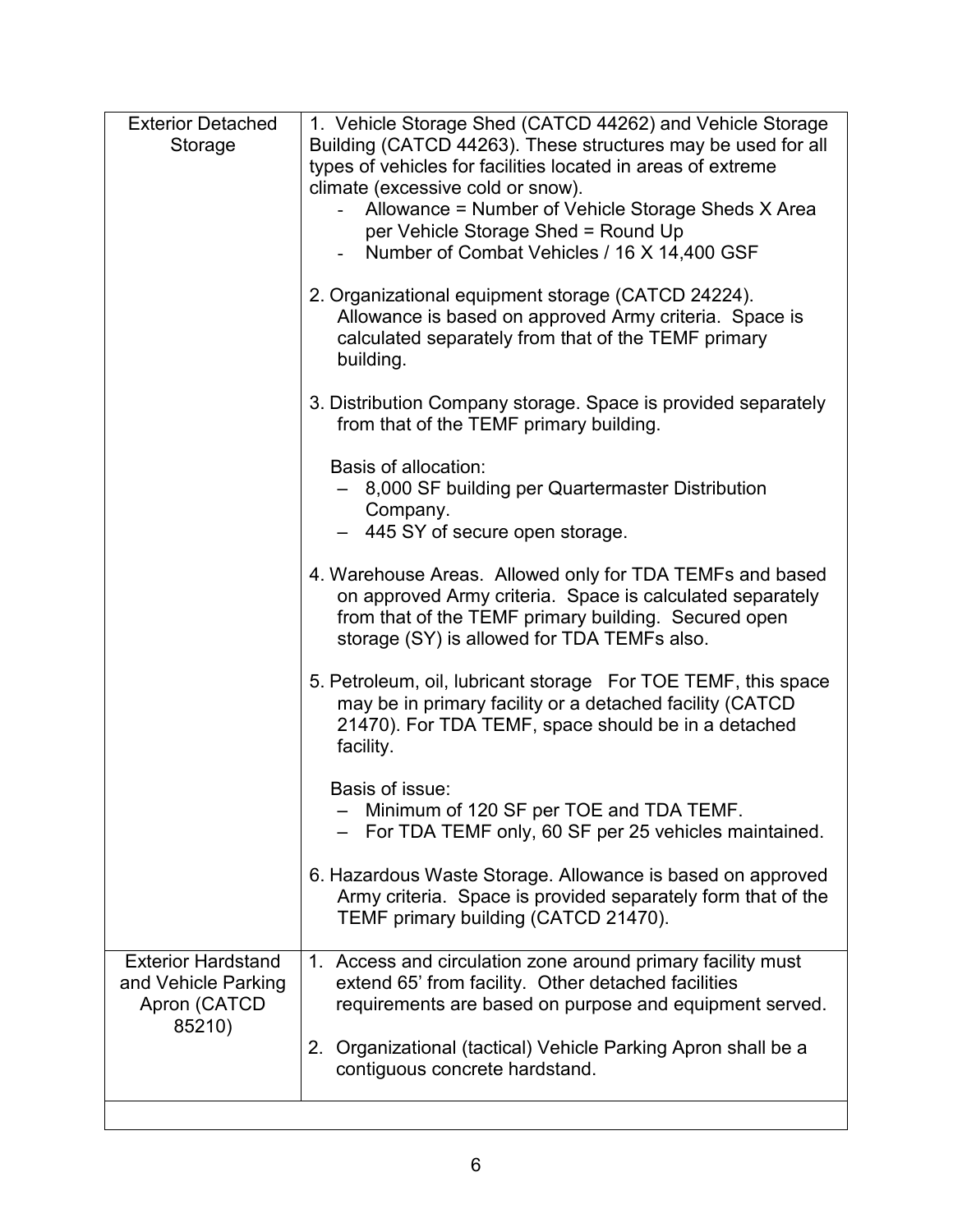| | |
|---|---|
| Exterior Detached Storage | 1. Vehicle Storage Shed (CATCD 44262) and Vehicle Storage Building (CATCD 44263). These structures may be used for all types of vehicles for facilities located in areas of extreme climate (excessive cold or snow).<br>- Allowance = Number of Vehicle Storage Sheds X Area per Vehicle Storage Shed = Round Up<br>- Number of Combat Vehicles / 16 X 14,400 GSF<br><br>2. Organizational equipment storage (CATCD 24224). Allowance is based on approved Army criteria. Space is calculated separately from that of the TEMF primary building.<br><br>3. Distribution Company storage. Space is provided separately from that of the TEMF primary building.<br><br>Basis of allocation:<br>– 8,000 SF building per Quartermaster Distribution Company.<br>– 445 SY of secure open storage.<br><br>4. Warehouse Areas. Allowed only for TDA TEMFs and based on approved Army criteria. Space is calculated separately from that of the TEMF primary building. Secured open storage (SY) is allowed for TDA TEMFs also.<br><br>5. Petroleum, oil, lubricant storage For TOE TEMF, this space may be in primary facility or a detached facility (CATCD 21470). For TDA TEMF, space should be in a detached facility.<br><br>Basis of issue:<br>– Minimum of 120 SF per TOE and TDA TEMF.<br>– For TDA TEMF only, 60 SF per 25 vehicles maintained.<br><br>6. Hazardous Waste Storage. Allowance is based on approved Army criteria. Space is provided separately form that of the TEMF primary building (CATCD 21470). |
| Exterior Hardstand and Vehicle Parking Apron (CATCD 85210) | 1. Access and circulation zone around primary facility must extend 65' from facility. Other detached facilities requirements are based on purpose and equipment served.<br><br>2. Organizational (tactical) Vehicle Parking Apron shall be a contiguous concrete hardstand. |
| | |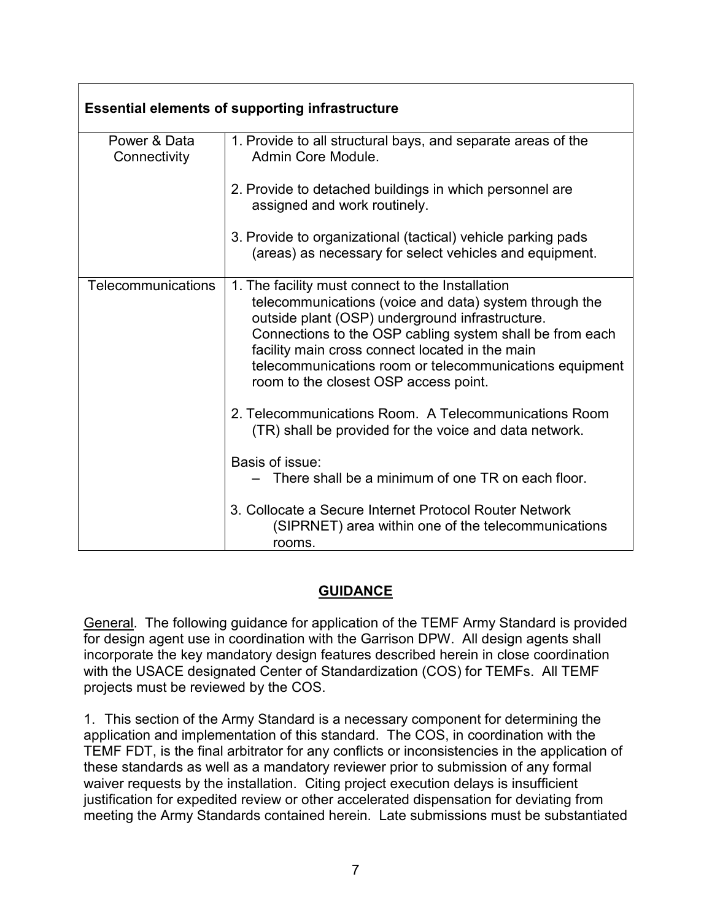| Essential elements of supporting infrastructure | |
|---|---|
| Power & Data Connectivity | 1. Provide to all structural bays, and separate areas of the Admin Core Module.<br><br>2. Provide to detached buildings in which personnel are assigned and work routinely.<br><br>3. Provide to organizational (tactical) vehicle parking pads (areas) as necessary for select vehicles and equipment. |
| Telecommunications | 1. The facility must connect to the Installation telecommunications (voice and data) system through the outside plant (OSP) underground infrastructure. Connections to the OSP cabling system shall be from each facility main cross connect located in the main telecommunications room or telecommunications equipment room to the closest OSP access point.<br><br>2. Telecommunications Room. A Telecommunications Room (TR) shall be provided for the voice and data network.<br><br>Basis of issue:<br>– There shall be a minimum of one TR on each floor.<br><br>3. Collocate a Secure Internet Protocol Router Network (SIPRNET) area within one of the telecommunications rooms. |

## GUIDANCE

General. The following guidance for application of the TEMF Army Standard is provided for design agent use in coordination with the Garrison DPW. All design agents shall incorporate the key mandatory design features described herein in close coordination with the USACE designated Center of Standardization (COS) for TEMFs. All TEMF projects must be reviewed by the COS.

1. This section of the Army Standard is a necessary component for determining the application and implementation of this standard. The COS, in coordination with the TEMF FDT, is the final arbitrator for any conflicts or inconsistencies in the application of these standards as well as a mandatory reviewer prior to submission of any formal waiver requests by the installation. Citing project execution delays is insufficient justification for expedited review or other accelerated dispensation for deviating from meeting the Army Standards contained herein. Late submissions must be substantiated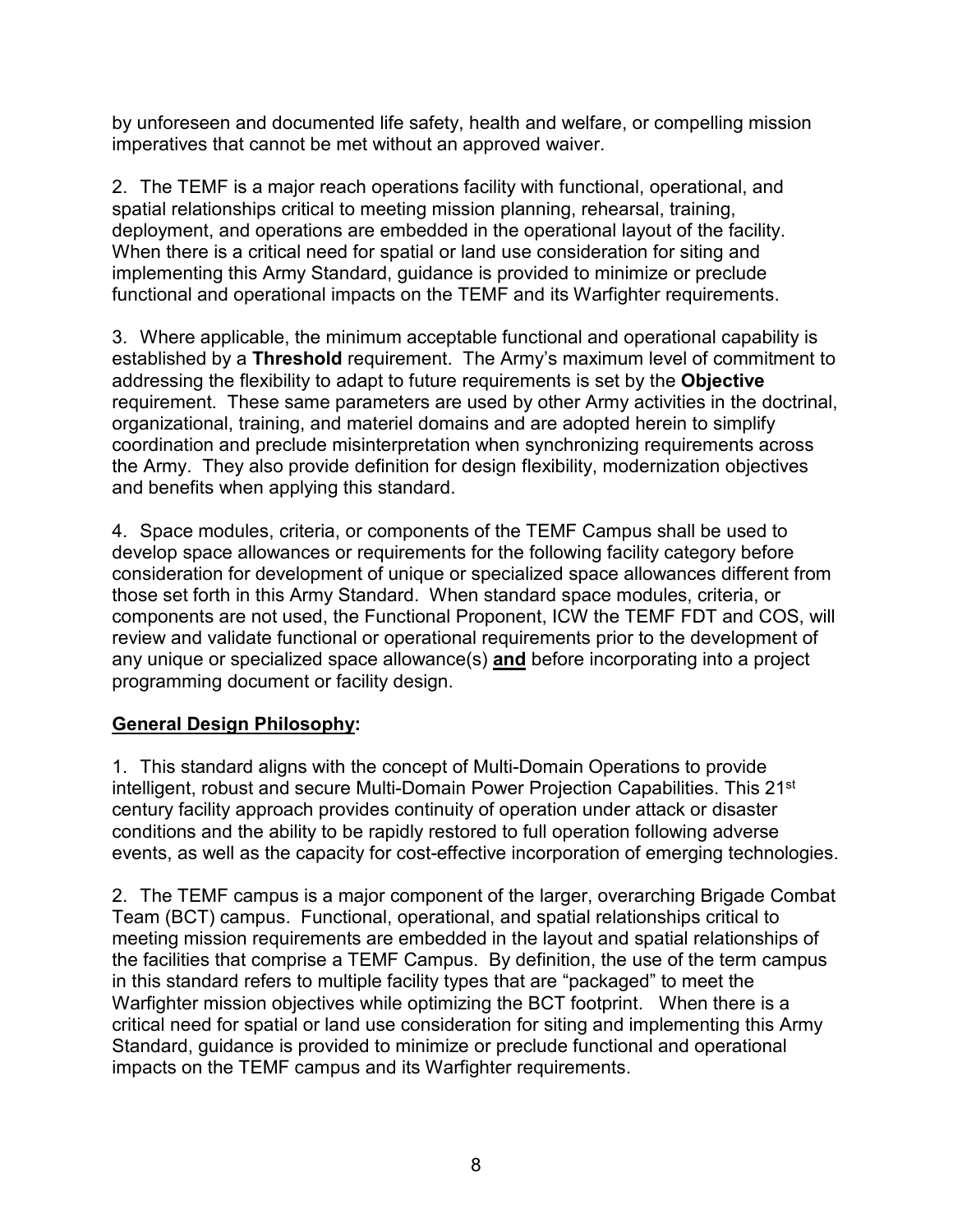by unforeseen and documented life safety, health and welfare, or compelling mission imperatives that cannot be met without an approved waiver.

2. The TEMF is a major reach operations facility with functional, operational, and spatial relationships critical to meeting mission planning, rehearsal, training, deployment, and operations are embedded in the operational layout of the facility. When there is a critical need for spatial or land use consideration for siting and implementing this Army Standard, guidance is provided to minimize or preclude functional and operational impacts on the TEMF and its Warfighter requirements.

3. Where applicable, the minimum acceptable functional and operational capability is established by a **Threshold** requirement. The Army's maximum level of commitment to addressing the flexibility to adapt to future requirements is set by the **Objective** requirement. These same parameters are used by other Army activities in the doctrinal, organizational, training, and materiel domains and are adopted herein to simplify coordination and preclude misinterpretation when synchronizing requirements across the Army. They also provide definition for design flexibility, modernization objectives and benefits when applying this standard.

4. Space modules, criteria, or components of the TEMF Campus shall be used to develop space allowances or requirements for the following facility category before consideration for development of unique or specialized space allowances different from those set forth in this Army Standard. When standard space modules, criteria, or components are not used, the Functional Proponent, ICW the TEMF FDT and COS, will review and validate functional or operational requirements prior to the development of any unique or specialized space allowance(s) <u>**and**</u> before incorporating into a project programming document or facility design.

<u>**General Design Philosophy:**</u>

1. This standard aligns with the concept of Multi-Domain Operations to provide intelligent, robust and secure Multi-Domain Power Projection Capabilities. This 21st century facility approach provides continuity of operation under attack or disaster conditions and the ability to be rapidly restored to full operation following adverse events, as well as the capacity for cost-effective incorporation of emerging technologies.

2. The TEMF campus is a major component of the larger, overarching Brigade Combat Team (BCT) campus. Functional, operational, and spatial relationships critical to meeting mission requirements are embedded in the layout and spatial relationships of the facilities that comprise a TEMF Campus. By definition, the use of the term campus in this standard refers to multiple facility types that are "packaged" to meet the Warfighter mission objectives while optimizing the BCT footprint. When there is a critical need for spatial or land use consideration for siting and implementing this Army Standard, guidance is provided to minimize or preclude functional and operational impacts on the TEMF campus and its Warfighter requirements.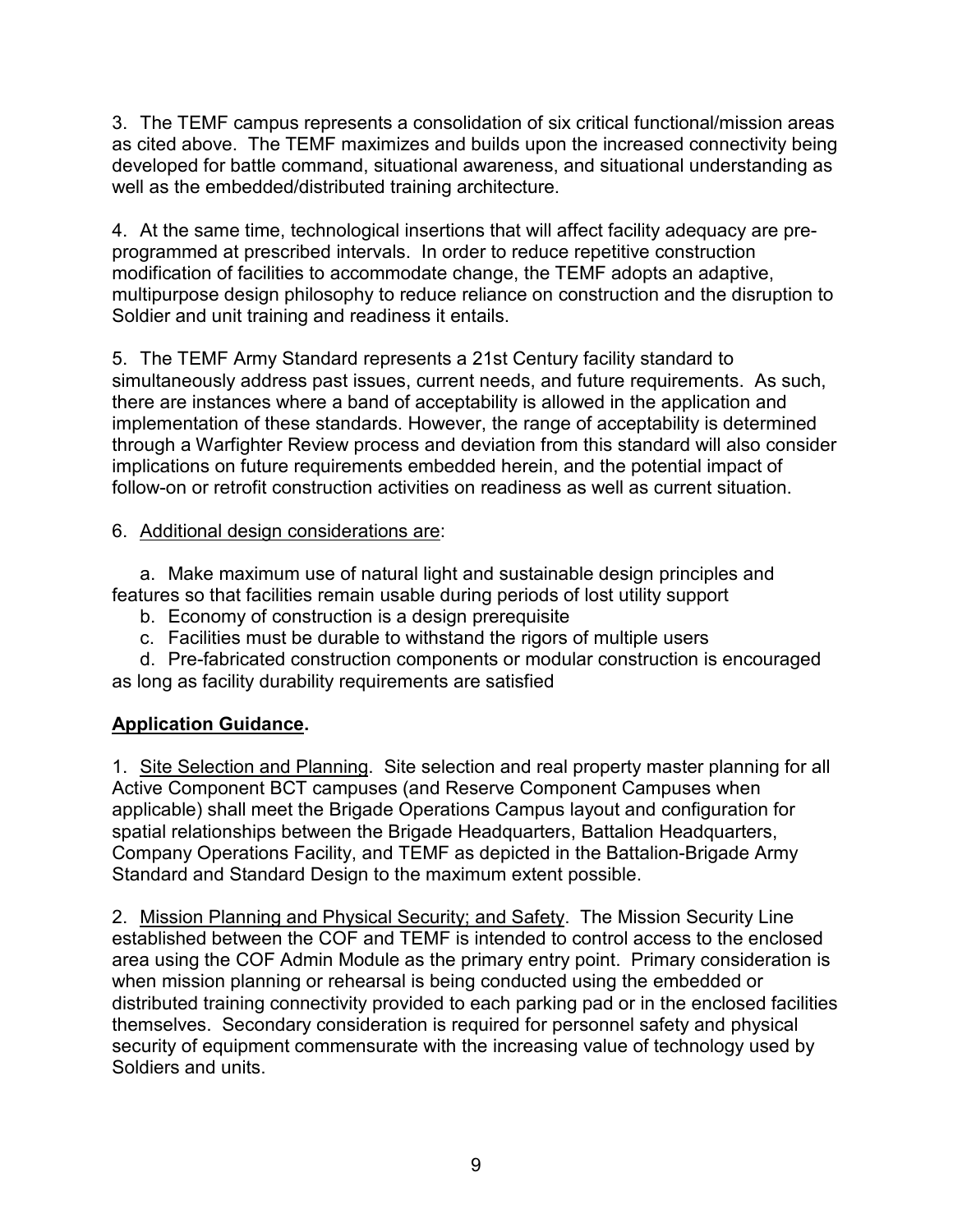3. The TEMF campus represents a consolidation of six critical functional/mission areas as cited above. The TEMF maximizes and builds upon the increased connectivity being developed for battle command, situational awareness, and situational understanding as well as the embedded/distributed training architecture.

4. At the same time, technological insertions that will affect facility adequacy are pre-programmed at prescribed intervals. In order to reduce repetitive construction modification of facilities to accommodate change, the TEMF adopts an adaptive, multipurpose design philosophy to reduce reliance on construction and the disruption to Soldier and unit training and readiness it entails.

5. The TEMF Army Standard represents a 21st Century facility standard to simultaneously address past issues, current needs, and future requirements. As such, there are instances where a band of acceptability is allowed in the application and implementation of these standards. However, the range of acceptability is determined through a Warfighter Review process and deviation from this standard will also consider implications on future requirements embedded herein, and the potential impact of follow-on or retrofit construction activities on readiness as well as current situation.

6. Additional design considerations are:

a. Make maximum use of natural light and sustainable design principles and features so that facilities remain usable during periods of lost utility support
b. Economy of construction is a design prerequisite
c. Facilities must be durable to withstand the rigors of multiple users
d. Pre-fabricated construction components or modular construction is encouraged as long as facility durability requirements are satisfied

**Application Guidance.**

1. Site Selection and Planning. Site selection and real property master planning for all Active Component BCT campuses (and Reserve Component Campuses when applicable) shall meet the Brigade Operations Campus layout and configuration for spatial relationships between the Brigade Headquarters, Battalion Headquarters, Company Operations Facility, and TEMF as depicted in the Battalion-Brigade Army Standard and Standard Design to the maximum extent possible.

2. Mission Planning and Physical Security; and Safety. The Mission Security Line established between the COF and TEMF is intended to control access to the enclosed area using the COF Admin Module as the primary entry point. Primary consideration is when mission planning or rehearsal is being conducted using the embedded or distributed training connectivity provided to each parking pad or in the enclosed facilities themselves. Secondary consideration is required for personnel safety and physical security of equipment commensurate with the increasing value of technology used by Soldiers and units.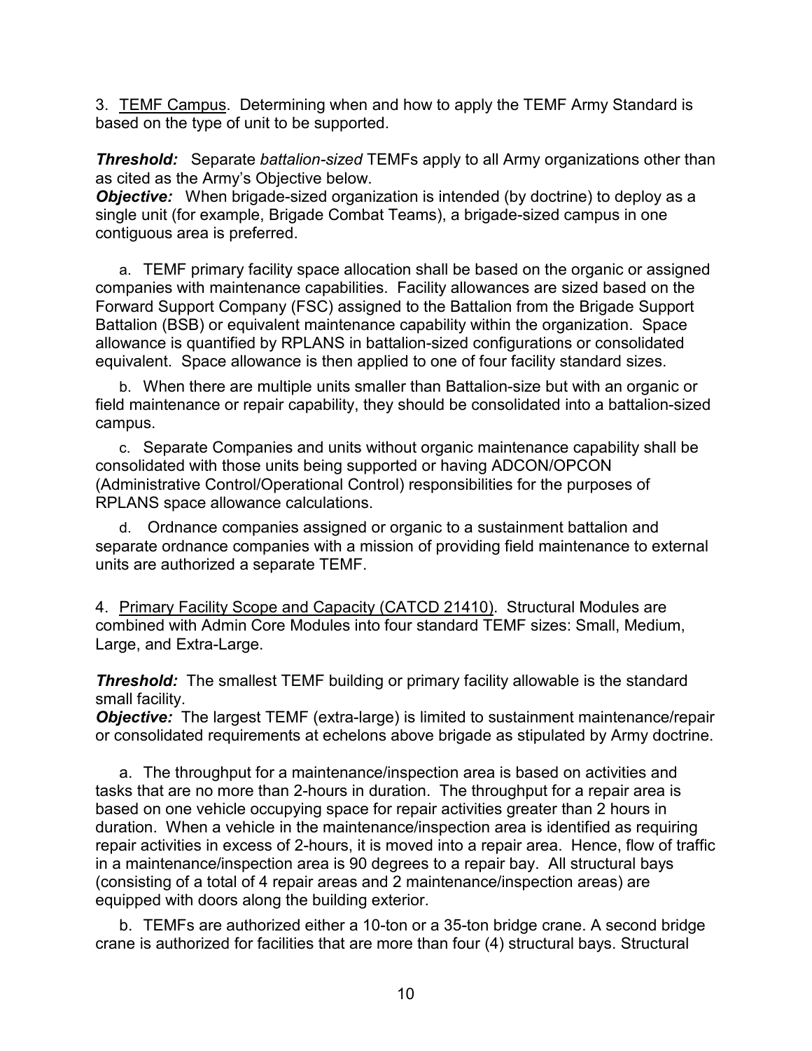3. <u>TEMF Campus</u>. Determining when and how to apply the TEMF Army Standard is based on the type of unit to be supported.

***Threshold:*** Separate *battalion-sized* TEMFs apply to all Army organizations other than as cited as the Army's Objective below.
***Objective:*** When brigade-sized organization is intended (by doctrine) to deploy as a single unit (for example, Brigade Combat Teams), a brigade-sized campus in one contiguous area is preferred.

a. TEMF primary facility space allocation shall be based on the organic or assigned companies with maintenance capabilities. Facility allowances are sized based on the Forward Support Company (FSC) assigned to the Battalion from the Brigade Support Battalion (BSB) or equivalent maintenance capability within the organization. Space allowance is quantified by RPLANS in battalion-sized configurations or consolidated equivalent. Space allowance is then applied to one of four facility standard sizes.

b. When there are multiple units smaller than Battalion-size but with an organic or field maintenance or repair capability, they should be consolidated into a battalion-sized campus.

c. Separate Companies and units without organic maintenance capability shall be consolidated with those units being supported or having ADCON/OPCON (Administrative Control/Operational Control) responsibilities for the purposes of RPLANS space allowance calculations.

d. Ordnance companies assigned or organic to a sustainment battalion and separate ordnance companies with a mission of providing field maintenance to external units are authorized a separate TEMF.

4. <u>Primary Facility Scope and Capacity (CATCD 21410)</u>. Structural Modules are combined with Admin Core Modules into four standard TEMF sizes: Small, Medium, Large, and Extra-Large.

***Threshold:*** The smallest TEMF building or primary facility allowable is the standard small facility.
***Objective:*** The largest TEMF (extra-large) is limited to sustainment maintenance/repair or consolidated requirements at echelons above brigade as stipulated by Army doctrine.

a. The throughput for a maintenance/inspection area is based on activities and tasks that are no more than 2-hours in duration. The throughput for a repair area is based on one vehicle occupying space for repair activities greater than 2 hours in duration. When a vehicle in the maintenance/inspection area is identified as requiring repair activities in excess of 2-hours, it is moved into a repair area. Hence, flow of traffic in a maintenance/inspection area is 90 degrees to a repair bay. All structural bays (consisting of a total of 4 repair areas and 2 maintenance/inspection areas) are equipped with doors along the building exterior.

b. TEMFs are authorized either a 10-ton or a 35-ton bridge crane. A second bridge crane is authorized for facilities that are more than four (4) structural bays. Structural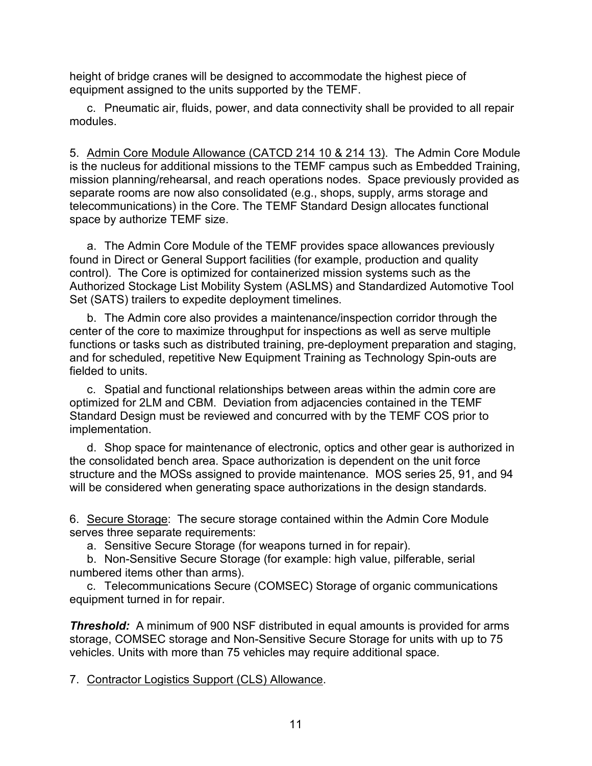height of bridge cranes will be designed to accommodate the highest piece of equipment assigned to the units supported by the TEMF.

c. Pneumatic air, fluids, power, and data connectivity shall be provided to all repair modules.

5. <u>Admin Core Module Allowance (CATCD 214 10 & 214 13)</u>. The Admin Core Module is the nucleus for additional missions to the TEMF campus such as Embedded Training, mission planning/rehearsal, and reach operations nodes. Space previously provided as separate rooms are now also consolidated (e.g., shops, supply, arms storage and telecommunications) in the Core. The TEMF Standard Design allocates functional space by authorize TEMF size.

a. The Admin Core Module of the TEMF provides space allowances previously found in Direct or General Support facilities (for example, production and quality control). The Core is optimized for containerized mission systems such as the Authorized Stockage List Mobility System (ASLMS) and Standardized Automotive Tool Set (SATS) trailers to expedite deployment timelines.

b. The Admin core also provides a maintenance/inspection corridor through the center of the core to maximize throughput for inspections as well as serve multiple functions or tasks such as distributed training, pre-deployment preparation and staging, and for scheduled, repetitive New Equipment Training as Technology Spin-outs are fielded to units.

c. Spatial and functional relationships between areas within the admin core are optimized for 2LM and CBM. Deviation from adjacencies contained in the TEMF Standard Design must be reviewed and concurred with by the TEMF COS prior to implementation.

d. Shop space for maintenance of electronic, optics and other gear is authorized in the consolidated bench area. Space authorization is dependent on the unit force structure and the MOSs assigned to provide maintenance. MOS series 25, 91, and 94 will be considered when generating space authorizations in the design standards.

6. <u>Secure Storage</u>: The secure storage contained within the Admin Core Module serves three separate requirements:

a. Sensitive Secure Storage (for weapons turned in for repair).

b. Non-Sensitive Secure Storage (for example: high value, pilferable, serial numbered items other than arms).

c. Telecommunications Secure (COMSEC) Storage of organic communications equipment turned in for repair.

***Threshold:*** A minimum of 900 NSF distributed in equal amounts is provided for arms storage, COMSEC storage and Non-Sensitive Secure Storage for units with up to 75 vehicles. Units with more than 75 vehicles may require additional space.

7. <u>Contractor Logistics Support (CLS) Allowance</u>.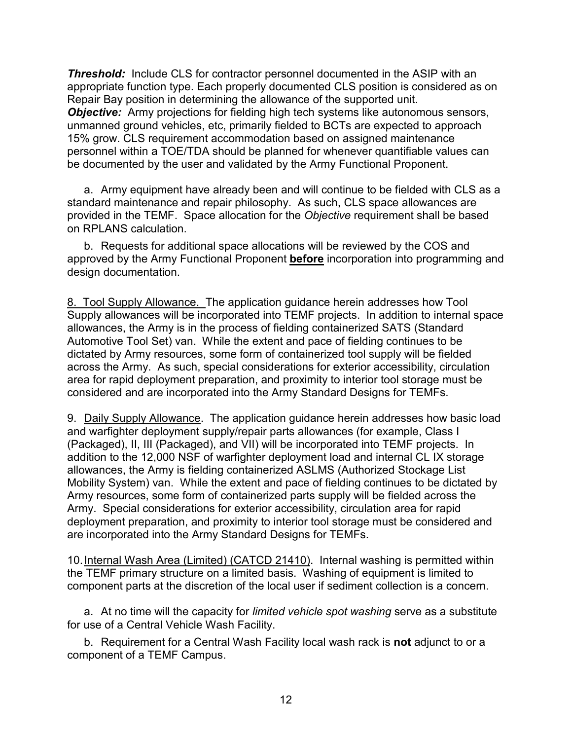***Threshold:*** Include CLS for contractor personnel documented in the ASIP with an appropriate function type. Each properly documented CLS position is considered as on Repair Bay position in determining the allowance of the supported unit.
***Objective:*** Army projections for fielding high tech systems like autonomous sensors, unmanned ground vehicles, etc, primarily fielded to BCTs are expected to approach 15% grow. CLS requirement accommodation based on assigned maintenance personnel within a TOE/TDA should be planned for whenever quantifiable values can be documented by the user and validated by the Army Functional Proponent.

a. Army equipment have already been and will continue to be fielded with CLS as a standard maintenance and repair philosophy. As such, CLS space allowances are provided in the TEMF. Space allocation for the *Objective* requirement shall be based on RPLANS calculation.

b. Requests for additional space allocations will be reviewed by the COS and approved by the Army Functional Proponent **before** incorporation into programming and design documentation.

8. Tool Supply Allowance. The application guidance herein addresses how Tool Supply allowances will be incorporated into TEMF projects. In addition to internal space allowances, the Army is in the process of fielding containerized SATS (Standard Automotive Tool Set) van. While the extent and pace of fielding continues to be dictated by Army resources, some form of containerized tool supply will be fielded across the Army. As such, special considerations for exterior accessibility, circulation area for rapid deployment preparation, and proximity to interior tool storage must be considered and are incorporated into the Army Standard Designs for TEMFs.

9. Daily Supply Allowance. The application guidance herein addresses how basic load and warfighter deployment supply/repair parts allowances (for example, Class I (Packaged), II, III (Packaged), and VII) will be incorporated into TEMF projects. In addition to the 12,000 NSF of warfighter deployment load and internal CL IX storage allowances, the Army is fielding containerized ASLMS (Authorized Stockage List Mobility System) van. While the extent and pace of fielding continues to be dictated by Army resources, some form of containerized parts supply will be fielded across the Army. Special considerations for exterior accessibility, circulation area for rapid deployment preparation, and proximity to interior tool storage must be considered and are incorporated into the Army Standard Designs for TEMFs.

10. Internal Wash Area (Limited) (CATCD 21410). Internal washing is permitted within the TEMF primary structure on a limited basis. Washing of equipment is limited to component parts at the discretion of the local user if sediment collection is a concern.

a. At no time will the capacity for *limited vehicle spot washing* serve as a substitute for use of a Central Vehicle Wash Facility.

b. Requirement for a Central Wash Facility local wash rack is **not** adjunct to or a component of a TEMF Campus.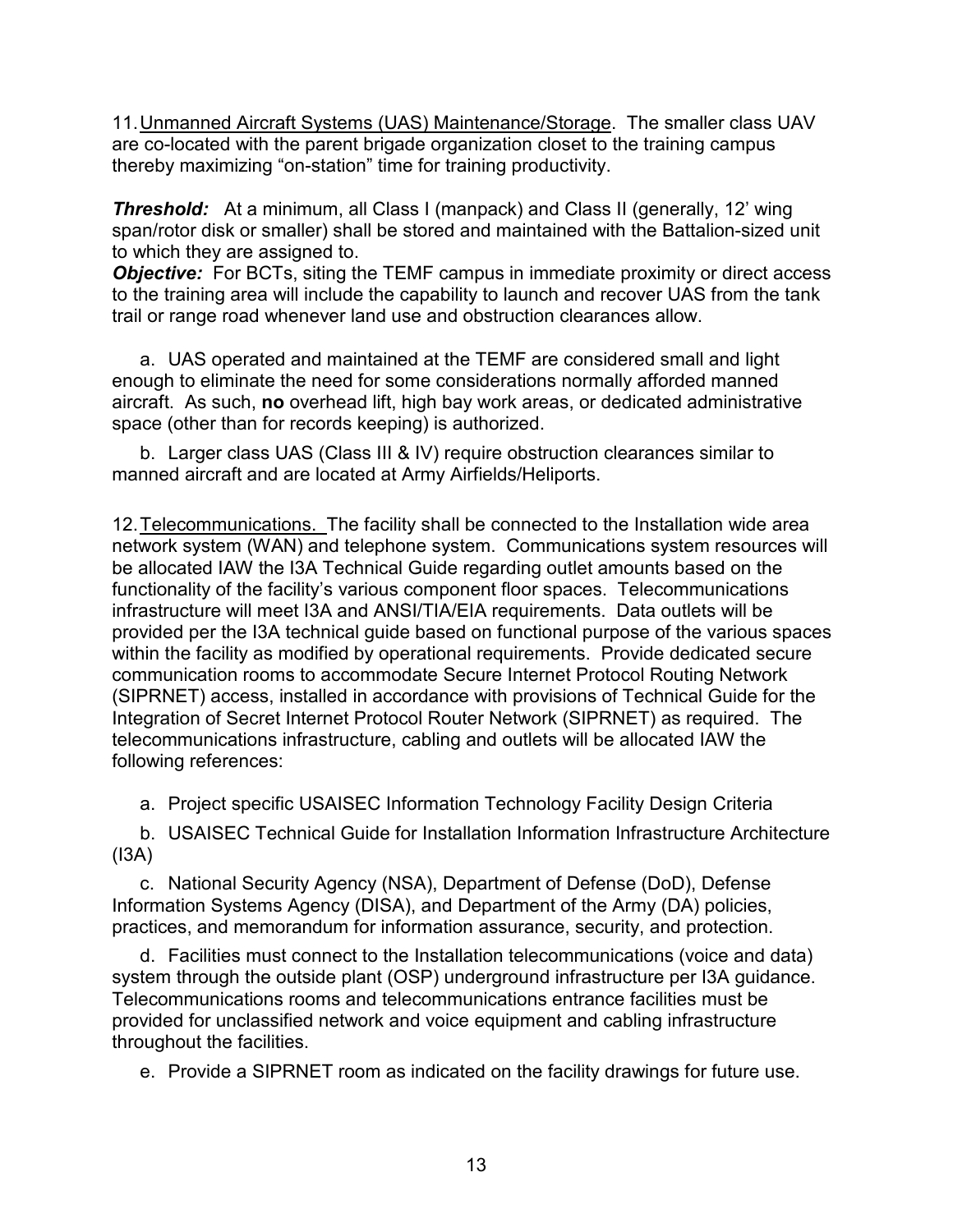11. Unmanned Aircraft Systems (UAS) Maintenance/Storage. The smaller class UAV are co-located with the parent brigade organization closet to the training campus thereby maximizing "on-station" time for training productivity.

***Threshold:*** At a minimum, all Class I (manpack) and Class II (generally, 12' wing span/rotor disk or smaller) shall be stored and maintained with the Battalion-sized unit to which they are assigned to.
***Objective:*** For BCTs, siting the TEMF campus in immediate proximity or direct access to the training area will include the capability to launch and recover UAS from the tank trail or range road whenever land use and obstruction clearances allow.

a. UAS operated and maintained at the TEMF are considered small and light enough to eliminate the need for some considerations normally afforded manned aircraft. As such, **no** overhead lift, high bay work areas, or dedicated administrative space (other than for records keeping) is authorized.

b. Larger class UAS (Class III & IV) require obstruction clearances similar to manned aircraft and are located at Army Airfields/Heliports.

12. Telecommunications. The facility shall be connected to the Installation wide area network system (WAN) and telephone system. Communications system resources will be allocated IAW the I3A Technical Guide regarding outlet amounts based on the functionality of the facility's various component floor spaces. Telecommunications infrastructure will meet I3A and ANSI/TIA/EIA requirements. Data outlets will be provided per the I3A technical guide based on functional purpose of the various spaces within the facility as modified by operational requirements. Provide dedicated secure communication rooms to accommodate Secure Internet Protocol Routing Network (SIPRNET) access, installed in accordance with provisions of Technical Guide for the Integration of Secret Internet Protocol Router Network (SIPRNET) as required. The telecommunications infrastructure, cabling and outlets will be allocated IAW the following references:

a. Project specific USAISEC Information Technology Facility Design Criteria

b. USAISEC Technical Guide for Installation Information Infrastructure Architecture (I3A)

c. National Security Agency (NSA), Department of Defense (DoD), Defense Information Systems Agency (DISA), and Department of the Army (DA) policies, practices, and memorandum for information assurance, security, and protection.

d. Facilities must connect to the Installation telecommunications (voice and data) system through the outside plant (OSP) underground infrastructure per I3A guidance. Telecommunications rooms and telecommunications entrance facilities must be provided for unclassified network and voice equipment and cabling infrastructure throughout the facilities.

e. Provide a SIPRNET room as indicated on the facility drawings for future use.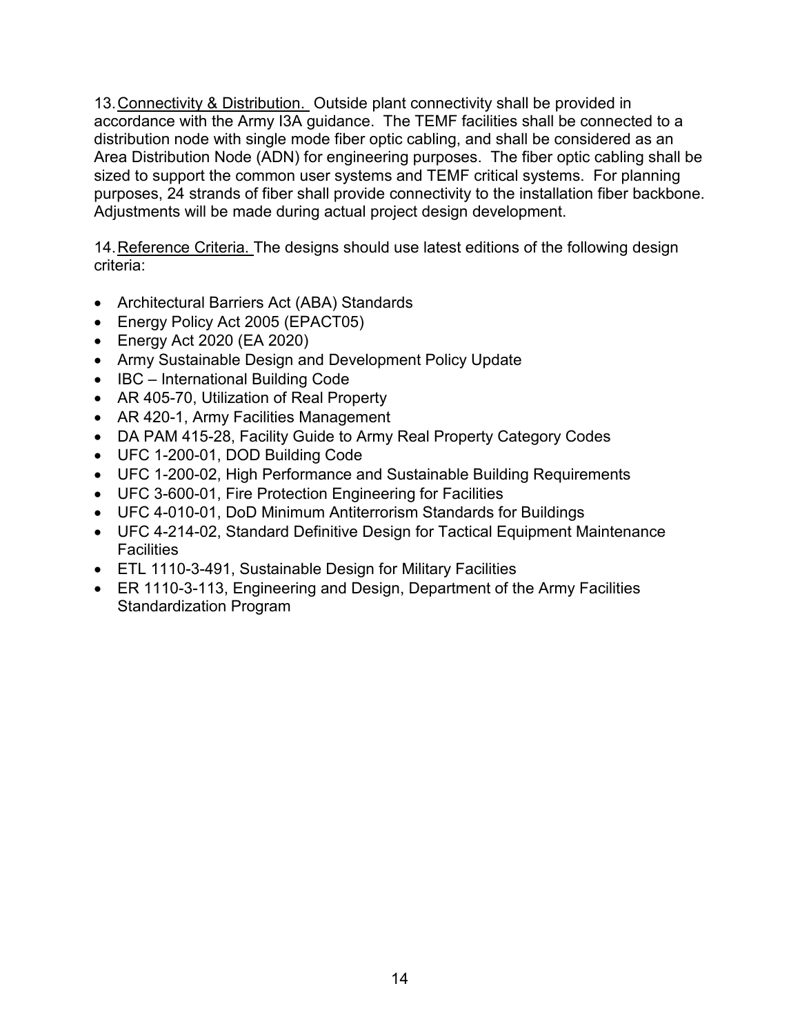13. Connectivity & Distribution. Outside plant connectivity shall be provided in accordance with the Army I3A guidance. The TEMF facilities shall be connected to a distribution node with single mode fiber optic cabling, and shall be considered as an Area Distribution Node (ADN) for engineering purposes. The fiber optic cabling shall be sized to support the common user systems and TEMF critical systems. For planning purposes, 24 strands of fiber shall provide connectivity to the installation fiber backbone. Adjustments will be made during actual project design development.

14. Reference Criteria. The designs should use latest editions of the following design criteria:

- Architectural Barriers Act (ABA) Standards
- Energy Policy Act 2005 (EPACT05)
- Energy Act 2020 (EA 2020)
- Army Sustainable Design and Development Policy Update
- IBC – International Building Code
- AR 405-70, Utilization of Real Property
- AR 420-1, Army Facilities Management
- DA PAM 415-28, Facility Guide to Army Real Property Category Codes
- UFC 1-200-01, DOD Building Code
- UFC 1-200-02, High Performance and Sustainable Building Requirements
- UFC 3-600-01, Fire Protection Engineering for Facilities
- UFC 4-010-01, DoD Minimum Antiterrorism Standards for Buildings
- UFC 4-214-02, Standard Definitive Design for Tactical Equipment Maintenance Facilities
- ETL 1110-3-491, Sustainable Design for Military Facilities
- ER 1110-3-113, Engineering and Design, Department of the Army Facilities Standardization Program